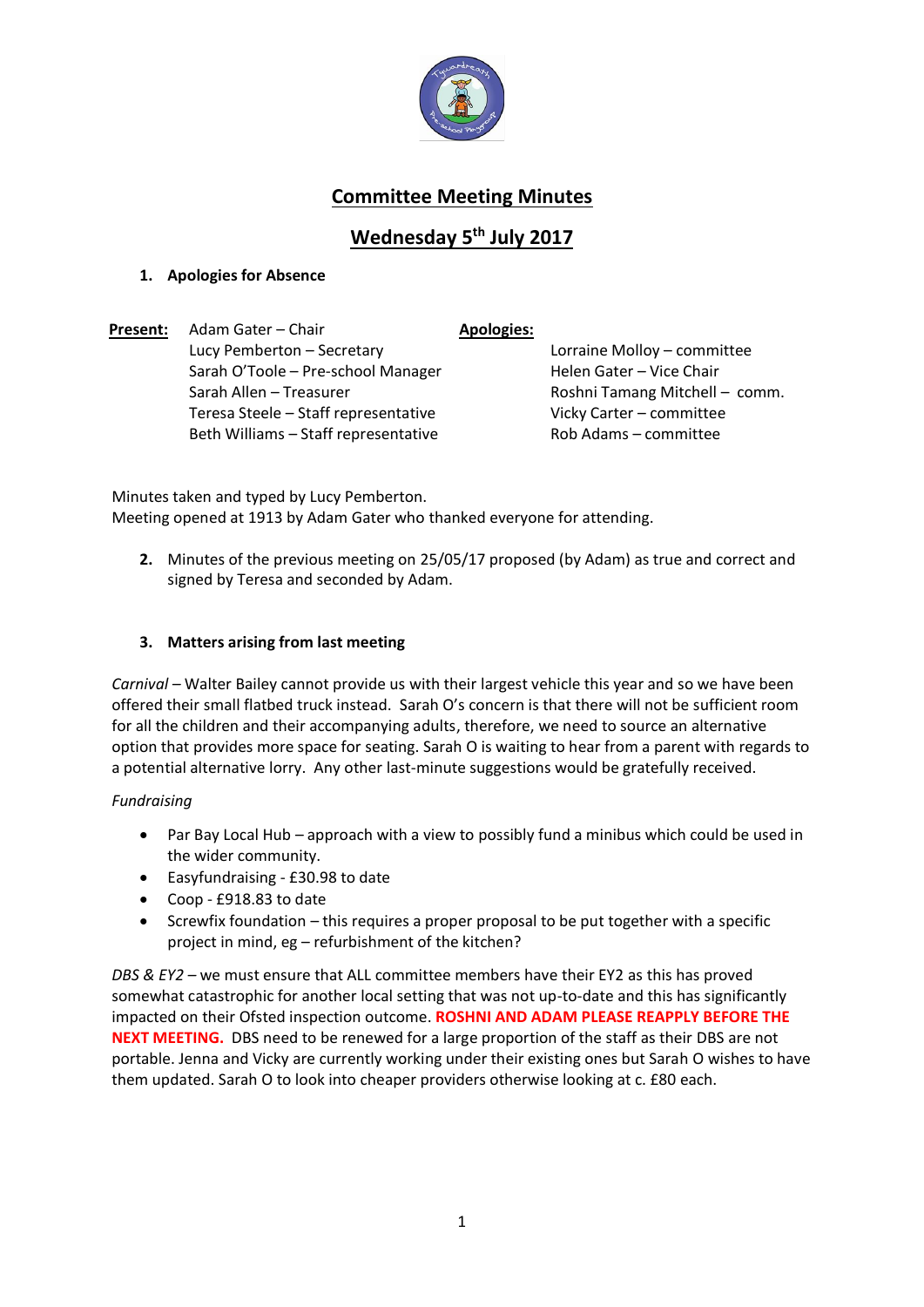# Committee Meeting Minutes

## Wednesday 5th July 2017

1. **Apologies for Absence**

**Present:**
- Adam Gater – Chair
- Lucy Pemberton – Secretary
- Sarah O'Toole – Pre-school Manager
- Sarah Allen – Treasurer
- Teresa Steele – Staff representative
- Beth Williams – Staff representative

**Apologies:**
- Lorraine Molloy – committee
- Helen Gater – Vice Chair
- Roshni Tamang Mitchell – comm.
- Vicky Carter – committee
- Rob Adams – committee

Minutes taken and typed by Lucy Pemberton.
Meeting opened at 1913 by Adam Gater who thanked everyone for attending.

2. Minutes of the previous meeting on 25/05/17 proposed (by Adam) as true and correct and signed by Teresa and seconded by Adam.

3. **Matters arising from last meeting**

*Carnival* – Walter Bailey cannot provide us with their largest vehicle this year and so we have been offered their small flatbed truck instead. Sarah O's concern is that there will not be sufficient room for all the children and their accompanying adults, therefore, we need to source an alternative option that provides more space for seating. Sarah O is waiting to hear from a parent with regards to a potential alternative lorry. Any other last-minute suggestions would be gratefully received.

*Fundraising*

- Par Bay Local Hub – approach with a view to possibly fund a minibus which could be used in the wider community.
- Easyfundraising - £30.98 to date
- Coop - £918.83 to date
- Screwfix foundation – this requires a proper proposal to be put together with a specific project in mind, eg – refurbishment of the kitchen?

*DBS & EY2* – we must ensure that ALL committee members have their EY2 as this has proved somewhat catastrophic for another local setting that was not up-to-date and this has significantly impacted on their Ofsted inspection outcome. **ROSHNI AND ADAM PLEASE REAPPLY BEFORE THE NEXT MEETING.** DBS need to be renewed for a large proportion of the staff as their DBS are not portable. Jenna and Vicky are currently working under their existing ones but Sarah O wishes to have them updated. Sarah O to look into cheaper providers otherwise looking at c. £80 each.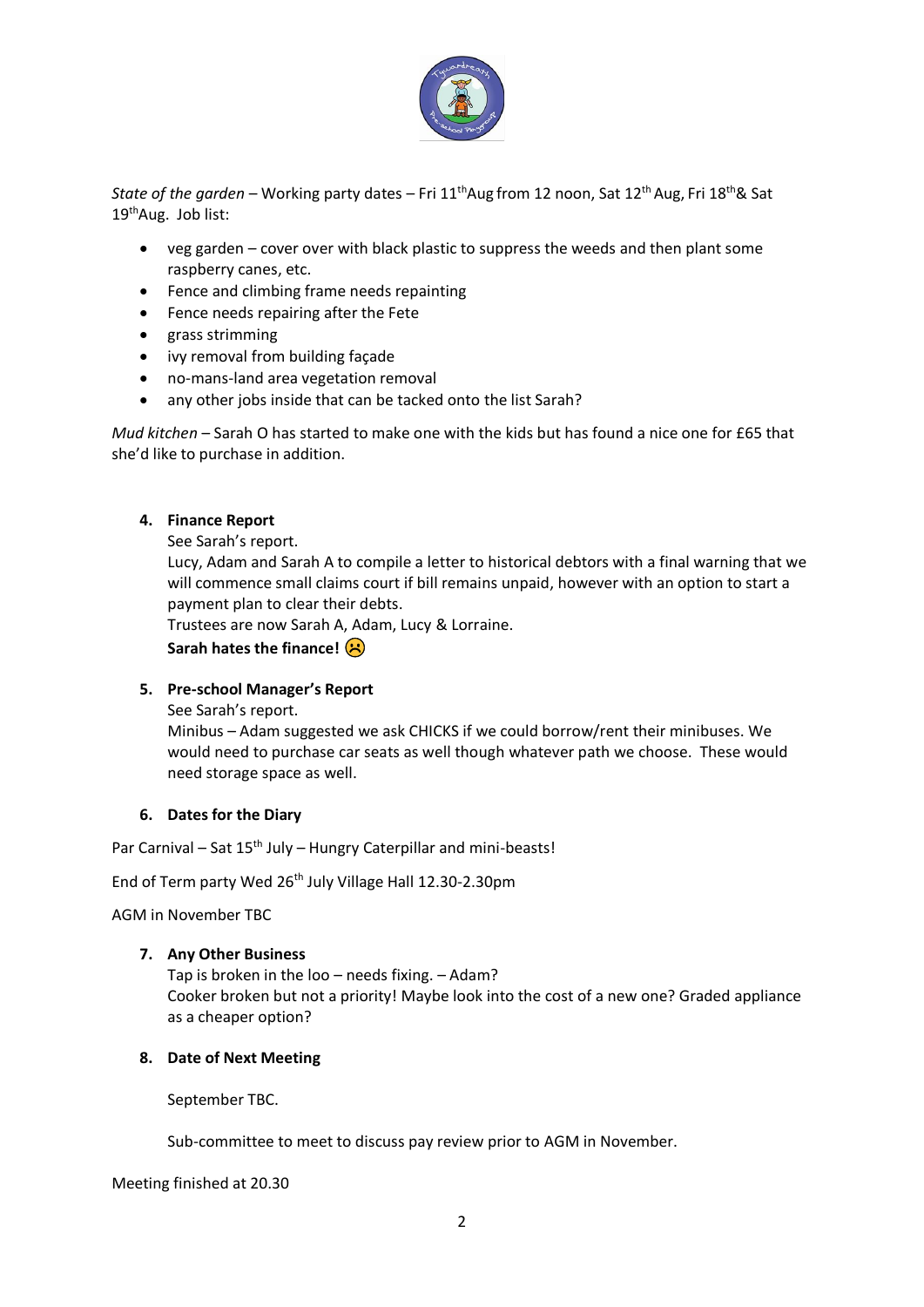*State of the garden* – Working party dates – Fri 11th Aug from 12 noon, Sat 12th Aug, Fri 18th & Sat 19th Aug. Job list:

- veg garden – cover over with black plastic to suppress the weeds and then plant some raspberry canes, etc.
- Fence and climbing frame needs repainting
- Fence needs repairing after the Fete
- grass strimming
- ivy removal from building façade
- no-mans-land area vegetation removal
- any other jobs inside that can be tacked onto the list Sarah?

*Mud kitchen* – Sarah O has started to make one with the kids but has found a nice one for £65 that she'd like to purchase in addition.

4. **Finance Report**

   See Sarah's report.

   Lucy, Adam and Sarah A to compile a letter to historical debtors with a final warning that we will commence small claims court if bill remains unpaid, however with an option to start a payment plan to clear their debts.

   Trustees are now Sarah A, Adam, Lucy & Lorraine.

   **Sarah hates the finance! ☹**

5. **Pre-school Manager's Report**

   See Sarah's report.

   Minibus – Adam suggested we ask CHICKS if we could borrow/rent their minibuses. We would need to purchase car seats as well though whatever path we choose. These would need storage space as well.

6. **Dates for the Diary**

Par Carnival – Sat 15th July – Hungry Caterpillar and mini-beasts!

End of Term party Wed 26th July Village Hall 12.30-2.30pm

AGM in November TBC

7. **Any Other Business**

   Tap is broken in the loo – needs fixing. – Adam?

   Cooker broken but not a priority! Maybe look into the cost of a new one? Graded appliance as a cheaper option?

8. **Date of Next Meeting**

   September TBC.

   Sub-committee to meet to discuss pay review prior to AGM in November.

Meeting finished at 20.30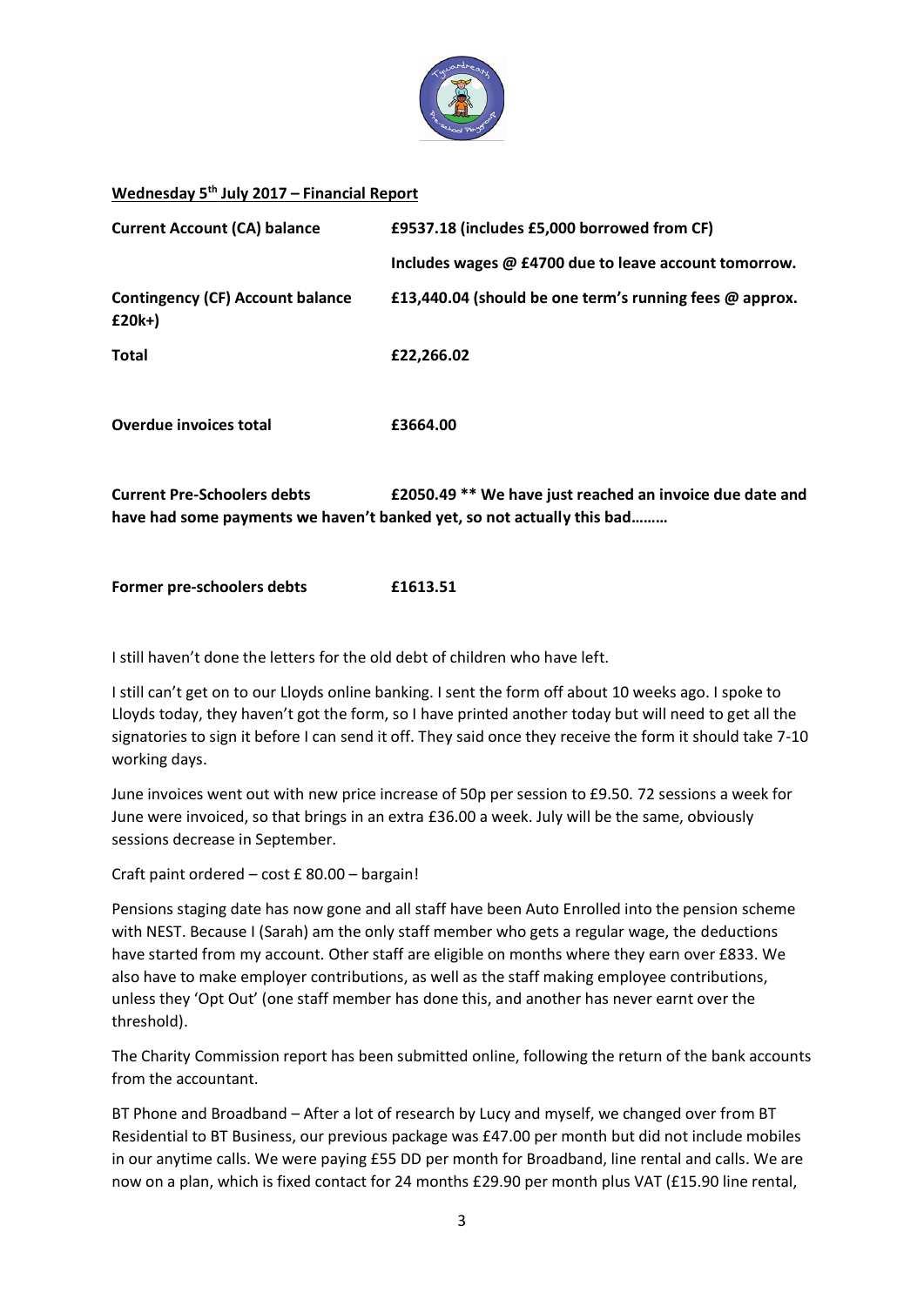**<u>Wednesday 5th July 2017 – Financial Report</u>**

| | |
|---|---|
| **Current Account (CA) balance** | **£9537.18 (includes £5,000 borrowed from CF)** |
| | **Includes wages @ £4700 due to leave account tomorrow.** |
| **Contingency (CF) Account balance** | **£13,440.04 (should be one term's running fees @ approx. £20k+)** |
| **Total** | **£22,266.02** |
| **Overdue invoices total** | **£3664.00** |

**Current Pre-Schoolers debts** **£2050.49 \*\* We have just reached an invoice due date and have had some payments we haven't banked yet, so not actually this bad………**

**Former pre-schoolers debts** **£1613.51**

I still haven't done the letters for the old debt of children who have left.

I still can't get on to our Lloyds online banking. I sent the form off about 10 weeks ago. I spoke to Lloyds today, they haven't got the form, so I have printed another today but will need to get all the signatories to sign it before I can send it off. They said once they receive the form it should take 7-10 working days.

June invoices went out with new price increase of 50p per session to £9.50. 72 sessions a week for June were invoiced, so that brings in an extra £36.00 a week. July will be the same, obviously sessions decrease in September.

Craft paint ordered – cost £ 80.00 – bargain!

Pensions staging date has now gone and all staff have been Auto Enrolled into the pension scheme with NEST. Because I (Sarah) am the only staff member who gets a regular wage, the deductions have started from my account. Other staff are eligible on months where they earn over £833. We also have to make employer contributions, as well as the staff making employee contributions, unless they 'Opt Out' (one staff member has done this, and another has never earnt over the threshold).

The Charity Commission report has been submitted online, following the return of the bank accounts from the accountant.

BT Phone and Broadband – After a lot of research by Lucy and myself, we changed over from BT Residential to BT Business, our previous package was £47.00 per month but did not include mobiles in our anytime calls. We were paying £55 DD per month for Broadband, line rental and calls. We are now on a plan, which is fixed contact for 24 months £29.90 per month plus VAT (£15.90 line rental,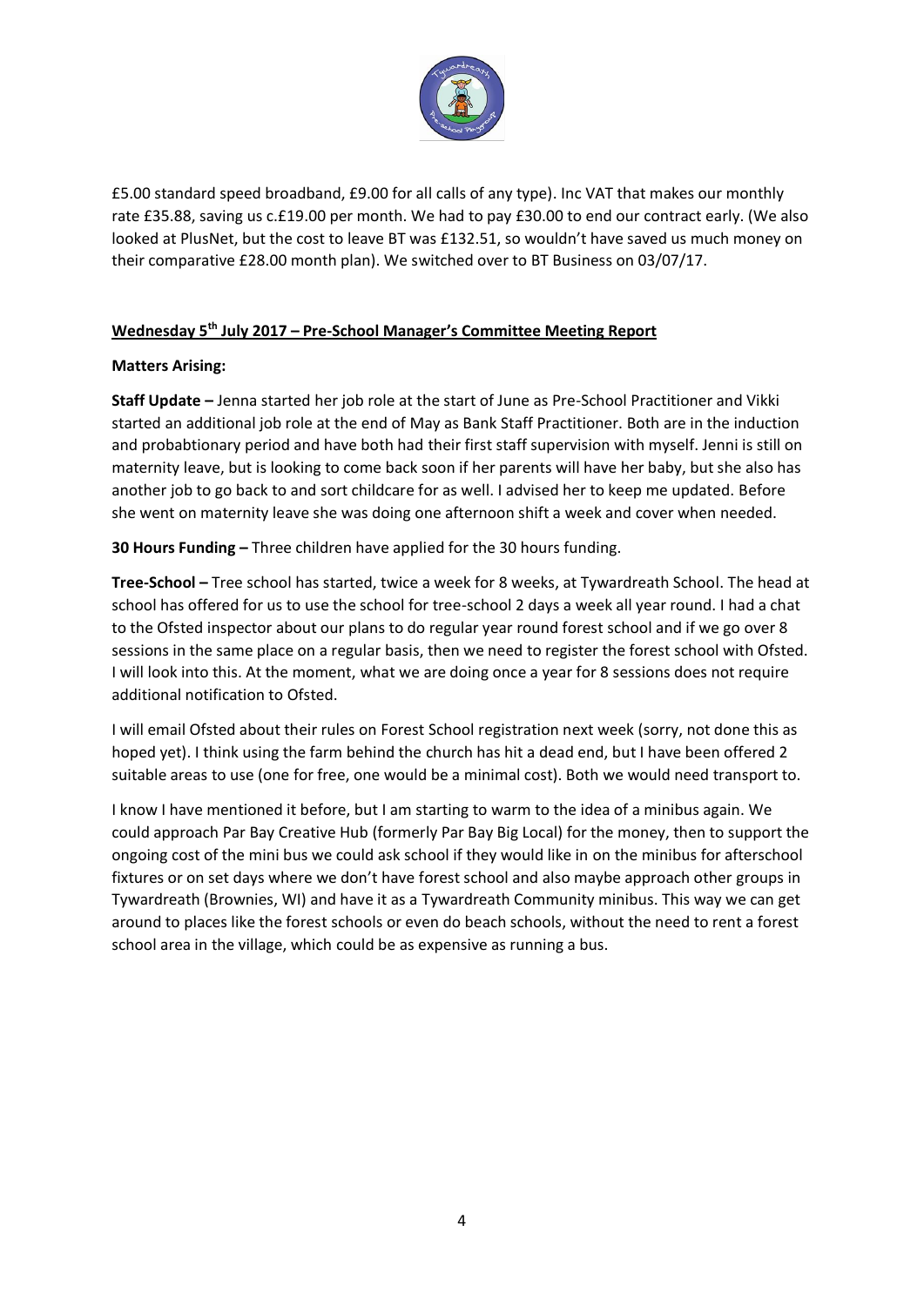£5.00 standard speed broadband, £9.00 for all calls of any type). Inc VAT that makes our monthly rate £35.88, saving us c.£19.00 per month. We had to pay £30.00 to end our contract early. (We also looked at PlusNet, but the cost to leave BT was £132.51, so wouldn't have saved us much money on their comparative £28.00 month plan). We switched over to BT Business on 03/07/17.

## Wednesday 5th July 2017 – Pre-School Manager's Committee Meeting Report

**Matters Arising:**

**Staff Update –** Jenna started her job role at the start of June as Pre-School Practitioner and Vikki started an additional job role at the end of May as Bank Staff Practitioner. Both are in the induction and probabtionary period and have both had their first staff supervision with myself. Jenni is still on maternity leave, but is looking to come back soon if her parents will have her baby, but she also has another job to go back to and sort childcare for as well. I advised her to keep me updated. Before she went on maternity leave she was doing one afternoon shift a week and cover when needed.

**30 Hours Funding –** Three children have applied for the 30 hours funding.

**Tree-School –** Tree school has started, twice a week for 8 weeks, at Tywardreath School. The head at school has offered for us to use the school for tree-school 2 days a week all year round. I had a chat to the Ofsted inspector about our plans to do regular year round forest school and if we go over 8 sessions in the same place on a regular basis, then we need to register the forest school with Ofsted. I will look into this. At the moment, what we are doing once a year for 8 sessions does not require additional notification to Ofsted.

I will email Ofsted about their rules on Forest School registration next week (sorry, not done this as hoped yet). I think using the farm behind the church has hit a dead end, but I have been offered 2 suitable areas to use (one for free, one would be a minimal cost). Both we would need transport to.

I know I have mentioned it before, but I am starting to warm to the idea of a minibus again. We could approach Par Bay Creative Hub (formerly Par Bay Big Local) for the money, then to support the ongoing cost of the mini bus we could ask school if they would like in on the minibus for afterschool fixtures or on set days where we don't have forest school and also maybe approach other groups in Tywardreath (Brownies, WI) and have it as a Tywardreath Community minibus. This way we can get around to places like the forest schools or even do beach schools, without the need to rent a forest school area in the village, which could be as expensive as running a bus.